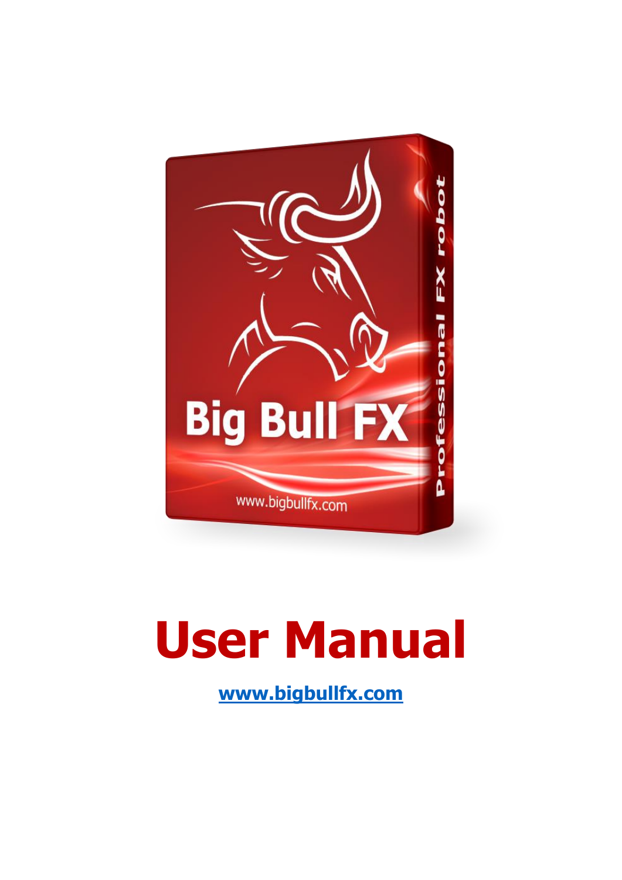# User Manual

**[www.bigbullfx.com](http://www.bigbullfx.com)**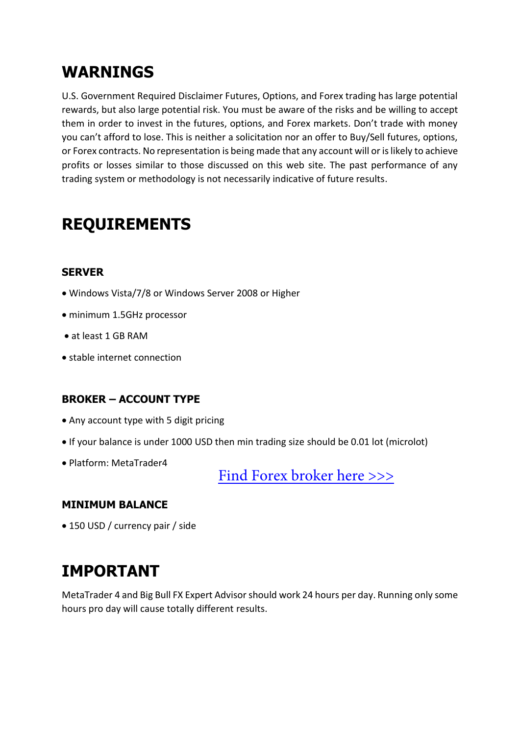## WARNINGS

U.S. Government Required Disclaimer Futures, Options, and Forex trading has large potential rewards, but also large potential risk. You must be aware of the risks and be willing to accept them in order to invest in the futures, options, and Forex markets. Don't trade with money you can't afford to lose. This is neither a solicitation nor an offer to Buy/Sell futures, options, or Forex contracts. No representation is being made that any account will or is likely to achieve profits or losses similar to those discussed on this web site. The past performance of any trading system or methodology is not necessarily indicative of future results.

## REQUIREMENTS

### SERVER

- Windows Vista/7/8 or Windows Server 2008 or Higher
- minimum 1.5GHz processor
- at least 1 GB RAM
- stable internet connection

### BROKER – ACCOUNT TYPE

- Any account type with 5 digit pricing
- If your balance is under 1000 USD then min trading size should be 0.01 lot (microlot)
- Platform: MetaTrader4

Find Forex broker here >>>

### MINIMUM BALANCE

- 150 USD / currency pair / side

## IMPORTANT

MetaTrader 4 and Big Bull FX Expert Advisor should work 24 hours per day. Running only some hours pro day will cause totally different results.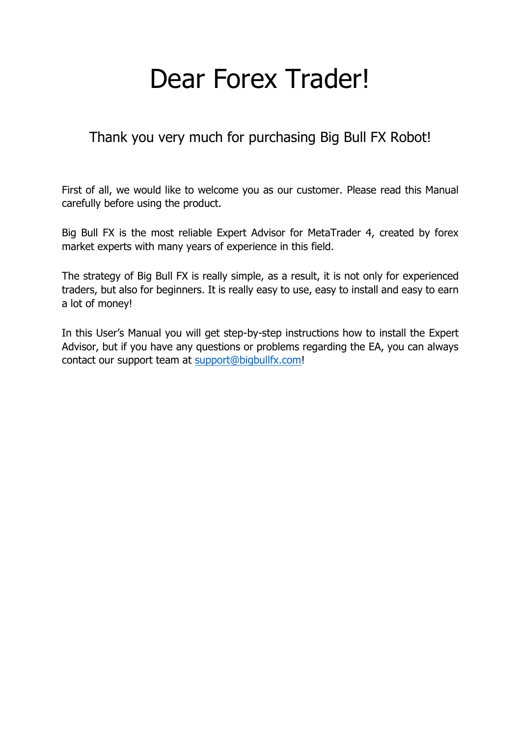# Dear Forex Trader!

## Thank you very much for purchasing Big Bull FX Robot!

First of all, we would like to welcome you as our customer. Please read this Manual carefully before using the product.

Big Bull FX is the most reliable Expert Advisor for MetaTrader 4, created by forex market experts with many years of experience in this field.

The strategy of Big Bull FX is really simple, as a result, it is not only for experienced traders, but also for beginners. It is really easy to use, easy to install and easy to earn a lot of money!

In this User's Manual you will get step-by-step instructions how to install the Expert Advisor, but if you have any questions or problems regarding the EA, you can always contact our support team at [support@bigbullfx.com](mailto:support@bigbullfx.com)!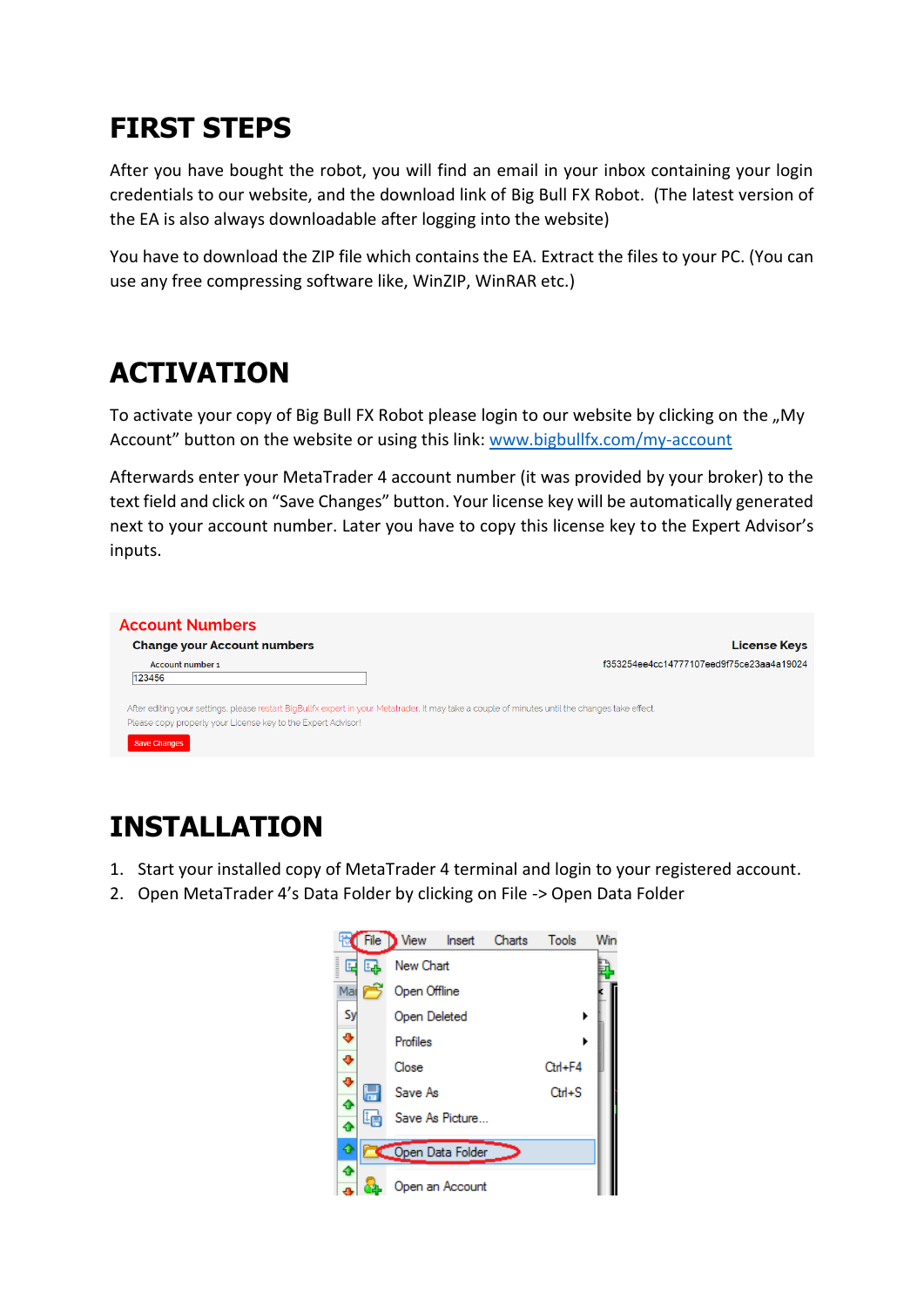# FIRST STEPS

After you have bought the robot, you will find an email in your inbox containing your login credentials to our website, and the download link of Big Bull FX Robot. (The latest version of the EA is also always downloadable after logging into the website)

You have to download the ZIP file which contains the EA. Extract the files to your PC. (You can use any free compressing software like, WinZIP, WinRAR etc.)

# ACTIVATION

To activate your copy of Big Bull FX Robot please login to our website by clicking on the „My Account" button on the website or using this link: [www.bigbullfx.com/my-account](www.bigbullfx.com/my-account)

Afterwards enter your MetaTrader 4 account number (it was provided by your broker) to the text field and click on "Save Changes" button. Your license key will be automatically generated next to your account number. Later you have to copy this license key to the Expert Advisor's inputs.

# INSTALLATION

1. Start your installed copy of MetaTrader 4 terminal and login to your registered account.
2. Open MetaTrader 4's Data Folder by clicking on File -> Open Data Folder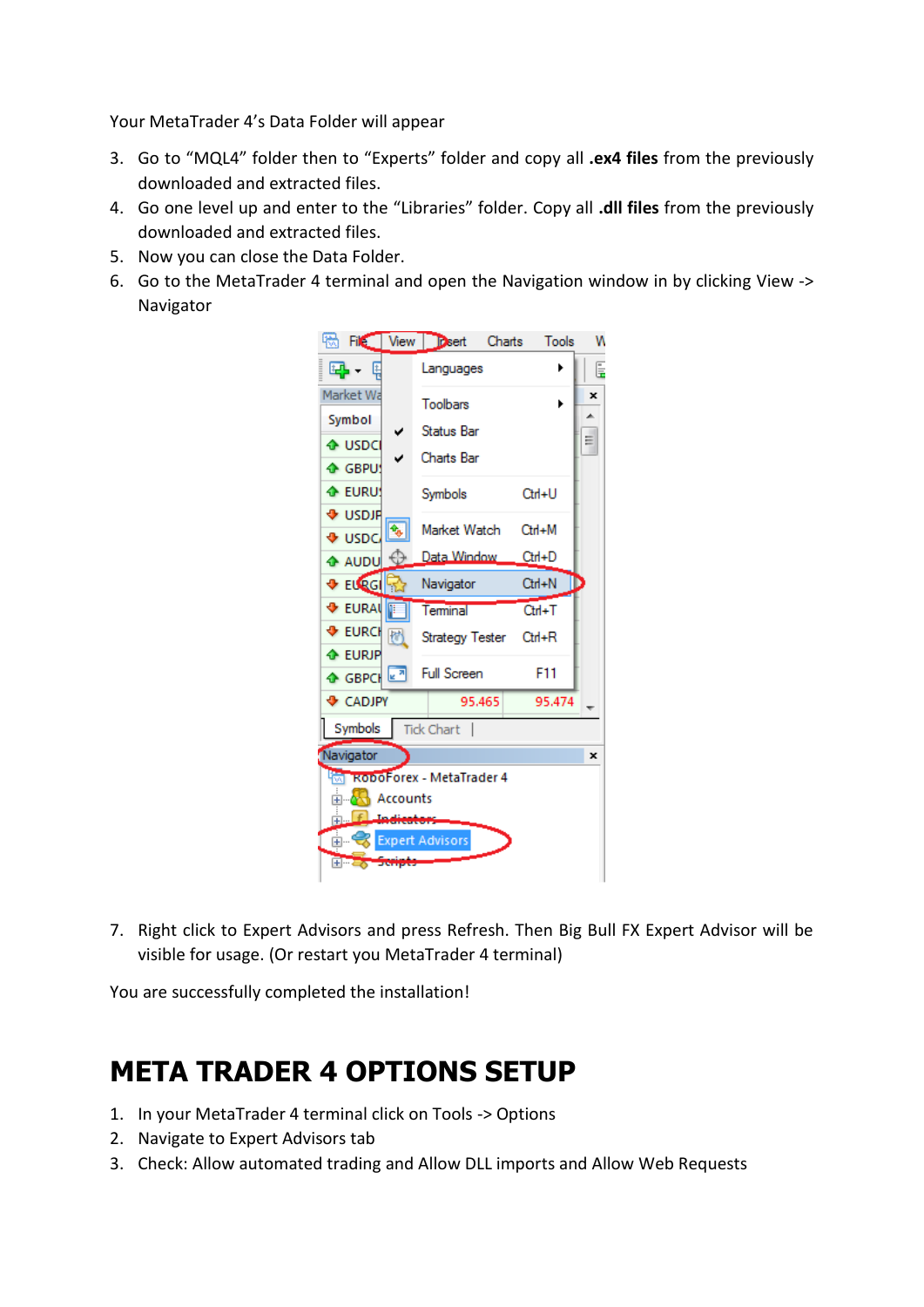Your MetaTrader 4's Data Folder will appear

3. Go to "MQL4" folder then to "Experts" folder and copy all **.ex4 files** from the previously downloaded and extracted files.
4. Go one level up and enter to the "Libraries" folder. Copy all **.dll files** from the previously downloaded and extracted files.
5. Now you can close the Data Folder.
6. Go to the MetaTrader 4 terminal and open the Navigation window in by clicking View -> Navigator

7. Right click to Expert Advisors and press Refresh. Then Big Bull FX Expert Advisor will be visible for usage. (Or restart you MetaTrader 4 terminal)

You are successfully completed the installation!

# META TRADER 4 OPTIONS SETUP

1. In your MetaTrader 4 terminal click on Tools -> Options
2. Navigate to Expert Advisors tab
3. Check: Allow automated trading and Allow DLL imports and Allow Web Requests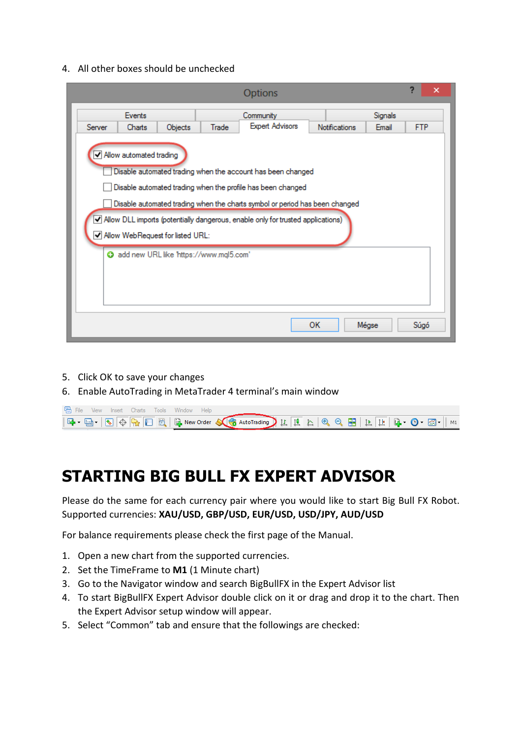4. All other boxes should be unchecked

5. Click OK to save your changes
6. Enable AutoTrading in MetaTrader 4 terminal's main window

# STARTING BIG BULL FX EXPERT ADVISOR

Please do the same for each currency pair where you would like to start Big Bull FX Robot. Supported currencies: **XAU/USD, GBP/USD, EUR/USD, USD/JPY, AUD/USD**

For balance requirements please check the first page of the Manual.

1. Open a new chart from the supported currencies.
2. Set the TimeFrame to **M1** (1 Minute chart)
3. Go to the Navigator window and search BigBullFX in the Expert Advisor list
4. To start BigBullFX Expert Advisor double click on it or drag and drop it to the chart. Then the Expert Advisor setup window will appear.
5. Select "Common" tab and ensure that the followings are checked: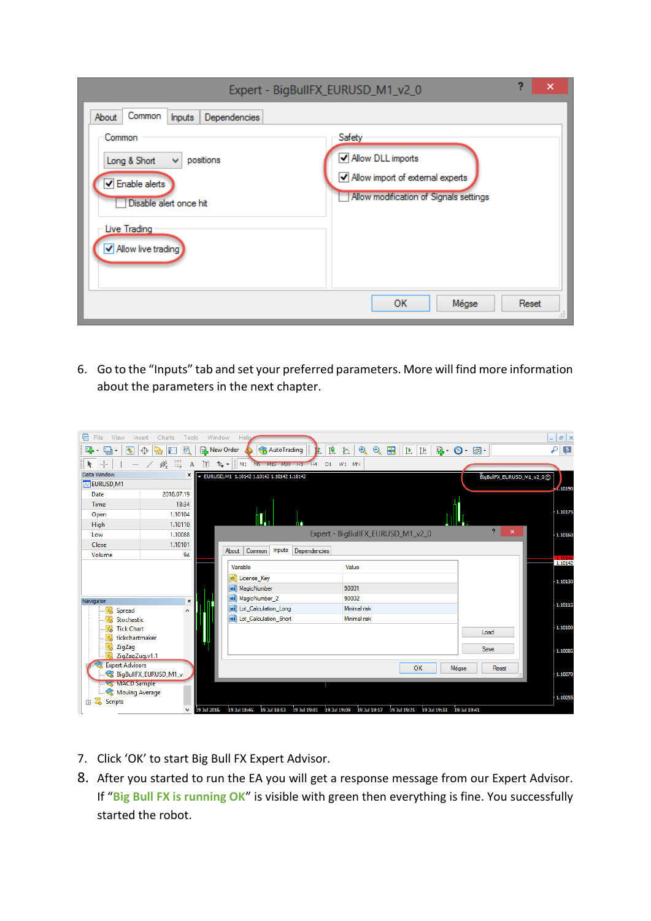6. Go to the "Inputs" tab and set your preferred parameters. More will find more information about the parameters in the next chapter.

7. Click 'OK' to start Big Bull FX Expert Advisor.
8. After you started to run the EA you will get a response message from our Expert Advisor. If "**Big Bull FX is running OK**" is visible with green then everything is fine. You successfully started the robot.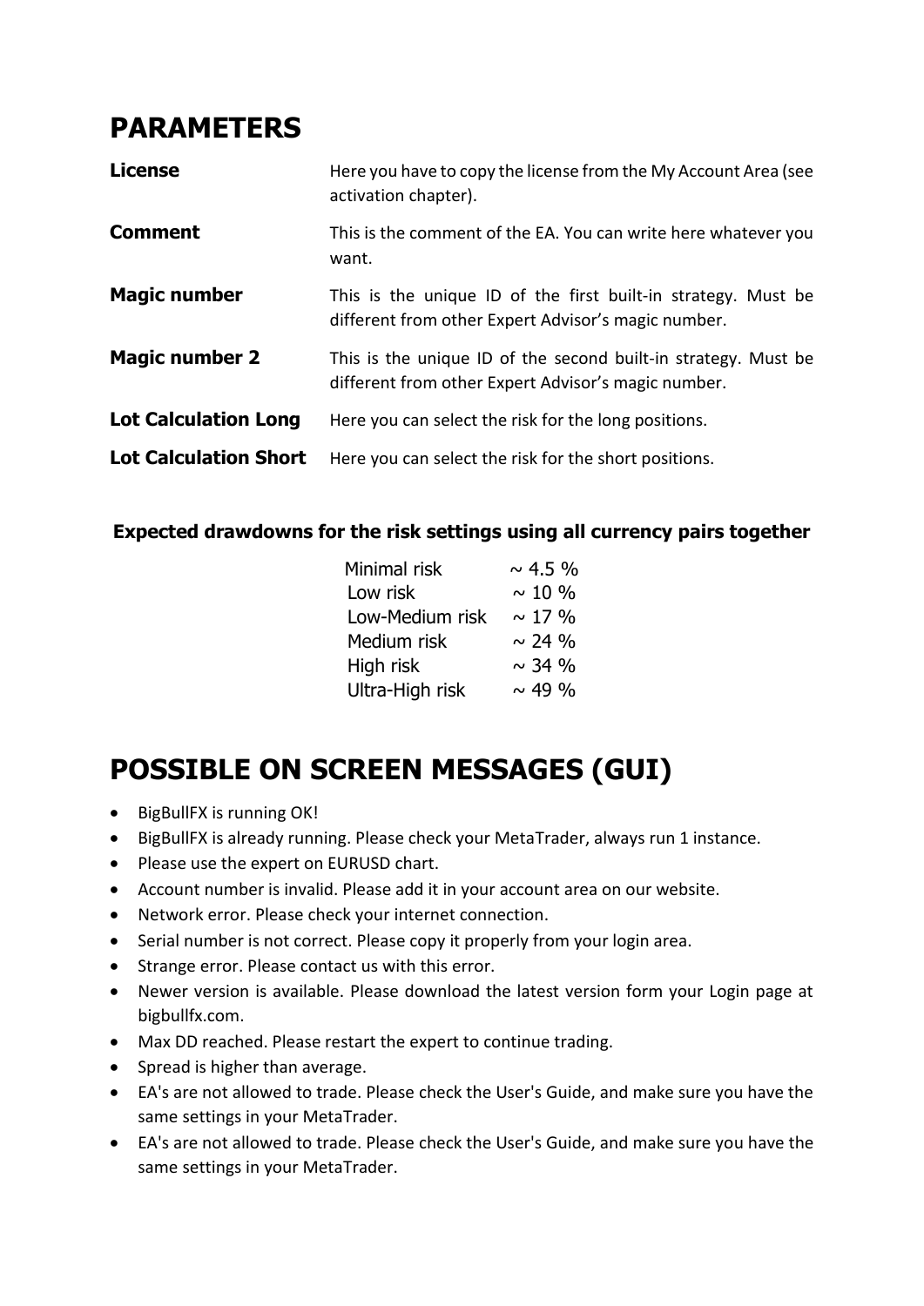## PARAMETERS

| | |
|---|---|
| **License** | Here you have to copy the license from the My Account Area (see activation chapter). |
| **Comment** | This is the comment of the EA. You can write here whatever you want. |
| **Magic number** | This is the unique ID of the first built-in strategy. Must be different from other Expert Advisor's magic number. |
| **Magic number 2** | This is the unique ID of the second built-in strategy. Must be different from other Expert Advisor's magic number. |
| **Lot Calculation Long** | Here you can select the risk for the long positions. |
| **Lot Calculation Short** | Here you can select the risk for the short positions. |

**Expected drawdowns for the risk settings using all currency pairs together**

| | |
|---|---|
| Minimal risk | ~ 4.5 % |
| Low risk | ~ 10 % |
| Low-Medium risk | ~ 17 % |
| Medium risk | ~ 24 % |
| High risk | ~ 34 % |
| Ultra-High risk | ~ 49 % |

## POSSIBLE ON SCREEN MESSAGES (GUI)

- BigBullFX is running OK!
- BigBullFX is already running. Please check your MetaTrader, always run 1 instance.
- Please use the expert on EURUSD chart.
- Account number is invalid. Please add it in your account area on our website.
- Network error. Please check your internet connection.
- Serial number is not correct. Please copy it properly from your login area.
- Strange error. Please contact us with this error.
- Newer version is available. Please download the latest version form your Login page at bigbullfx.com.
- Max DD reached. Please restart the expert to continue trading.
- Spread is higher than average.
- EA's are not allowed to trade. Please check the User's Guide, and make sure you have the same settings in your MetaTrader.
- EA's are not allowed to trade. Please check the User's Guide, and make sure you have the same settings in your MetaTrader.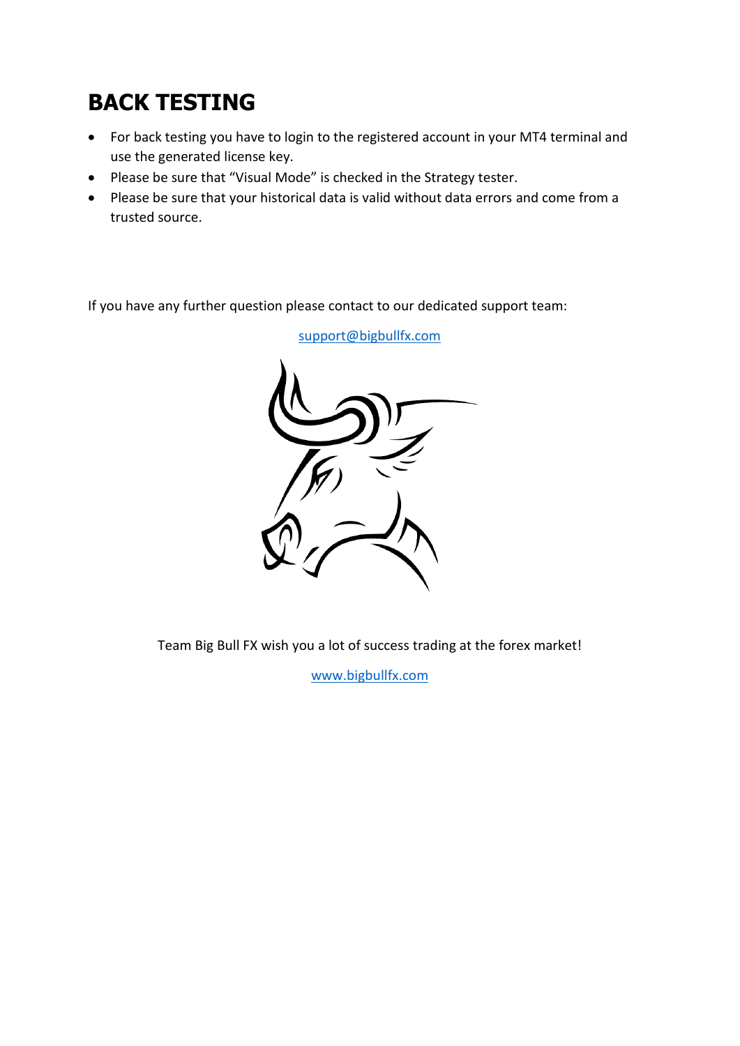# BACK TESTING

- For back testing you have to login to the registered account in your MT4 terminal and use the generated license key.
- Please be sure that "Visual Mode" is checked in the Strategy tester.
- Please be sure that your historical data is valid without data errors and come from a trusted source.

If you have any further question please contact to our dedicated support team:

support@bigbullfx.com

Team Big Bull FX wish you a lot of success trading at the forex market!

www.bigbullfx.com